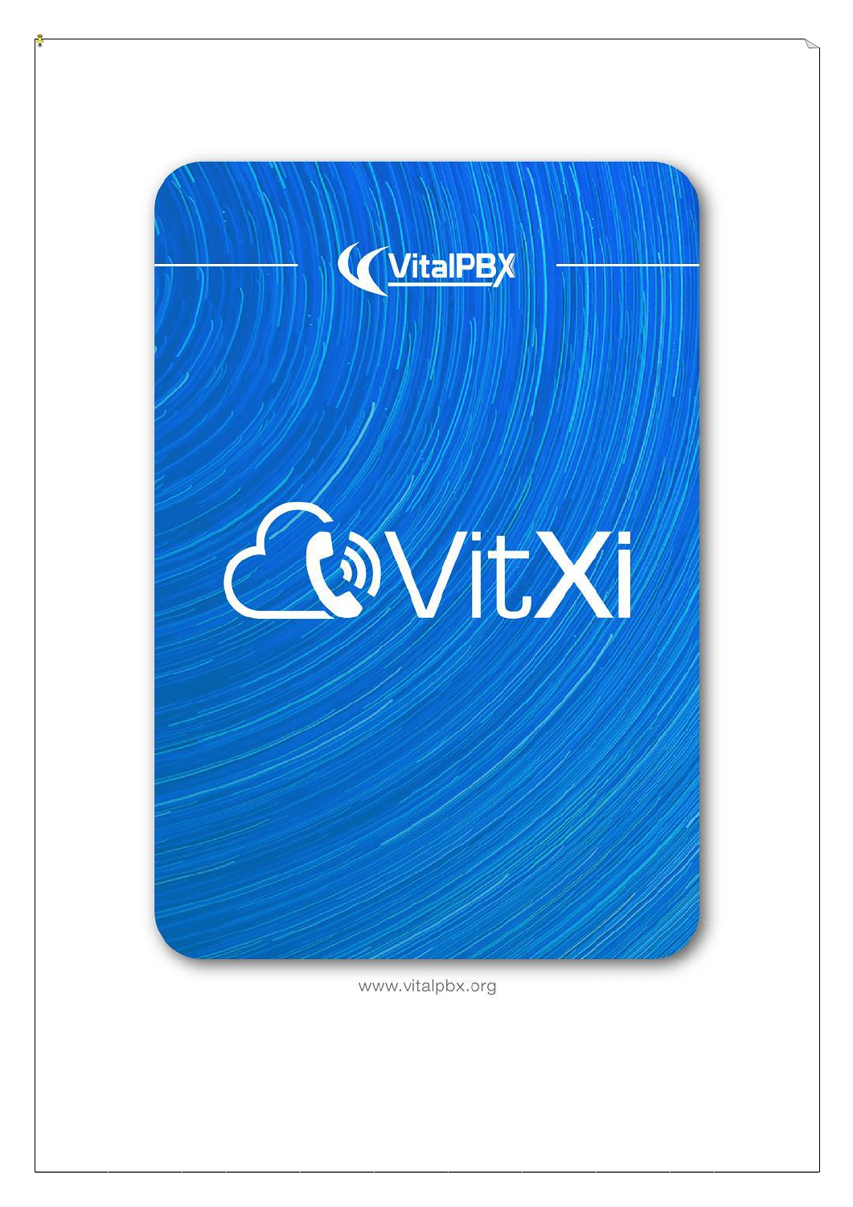VitalPBX

# VitXi

www.vitalpbx.org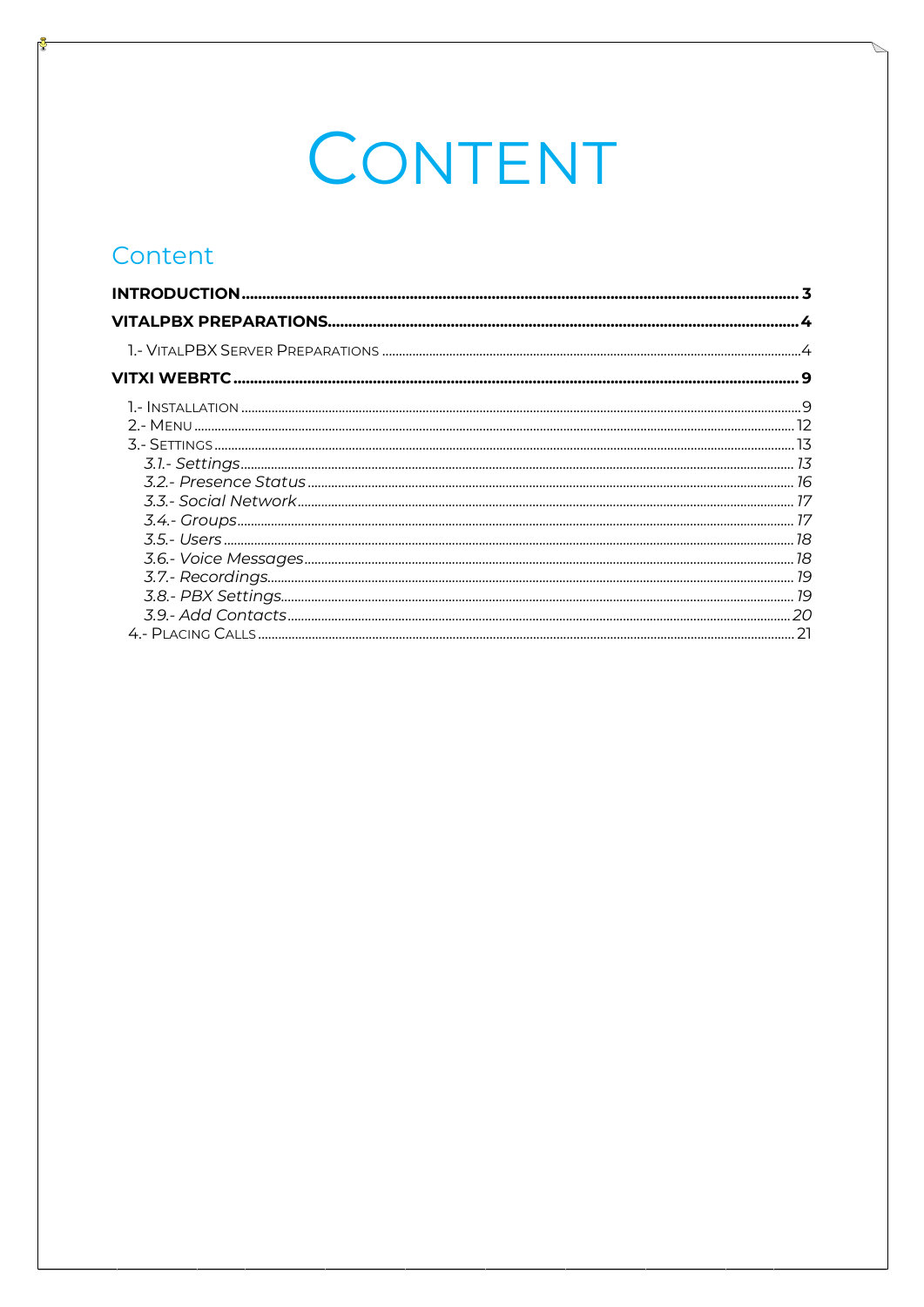# CONTENT

## Content

**INTRODUCTION** ........ **3**

**VITALPBX PREPARATIONS** ........ **4**

1.- VitalPBX Server Preparations ........ 4

**VITXI WEBRTC** ........ **9**

1.- Installation ........ 9

2.- Menu ........ 12

3.- Settings ........ 13

*3.1.- Settings* ........ *13*

*3.2.- Presence Status* ........ *16*

*3.3.- Social Network* ........ *17*

*3.4.- Groups* ........ *17*

*3.5.- Users* ........ *18*

*3.6.- Voice Messages* ........ *18*

*3.7.- Recordings* ........ *19*

*3.8.- PBX Settings* ........ *19*

*3.9.- Add Contacts* ........ *20*

4.- Placing Calls ........ 21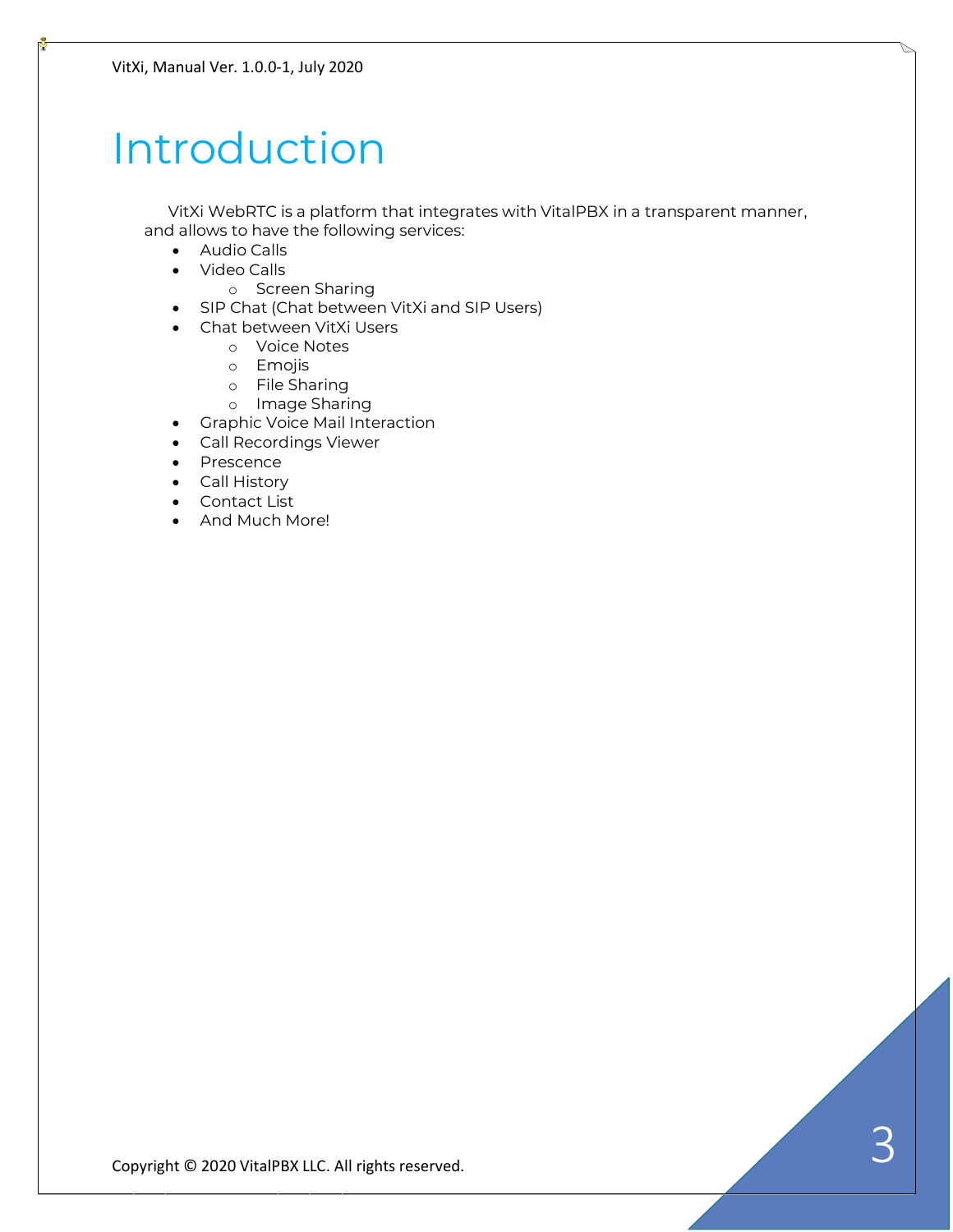# Introduction

VitXi WebRTC is a platform that integrates with VitalPBX in a transparent manner, and allows to have the following services:

- Audio Calls
- Video Calls
  - Screen Sharing
- SIP Chat (Chat between VitXi and SIP Users)
- Chat between VitXi Users
  - Voice Notes
  - Emojis
  - File Sharing
  - Image Sharing
- Graphic Voice Mail Interaction
- Call Recordings Viewer
- Prescence
- Call History
- Contact List
- And Much More!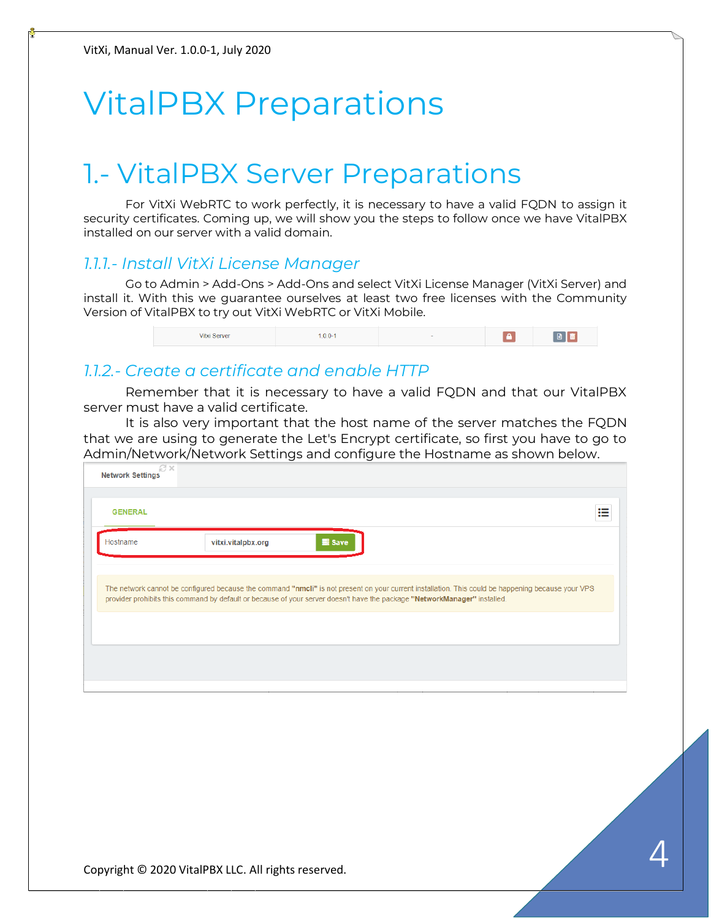# VitalPBX Preparations

# 1.- VitalPBX Server Preparations

For VitXi WebRTC to work perfectly, it is necessary to have a valid FQDN to assign it security certificates. Coming up, we will show you the steps to follow once we have VitalPBX installed on our server with a valid domain.

### *1.1.1.- Install VitXi License Manager*

Go to Admin > Add-Ons > Add-Ons and select VitXi License Manager (VitXi Server) and install it. With this we guarantee ourselves at least two free licenses with the Community Version of VitalPBX to try out VitXi WebRTC or VitXi Mobile.

| | | | | |
|---|---|---|---|---|
| Vitxi Server | 1.0.0-1 | - | | |

### *1.1.2.- Create a certificate and enable HTTP*

Remember that it is necessary to have a valid FQDN and that our VitalPBX server must have a valid certificate.

It is also very important that the host name of the server matches the FQDN that we are using to generate the Let's Encrypt certificate, so first you have to go to Admin/Network/Network Settings and configure the Hostname as shown below.

Network Settings

GENERAL

Hostname vitxi.vitalpbx.org Save

The network cannot be configured because the command "nmcli" is not present on your current installation. This could be happening because your VPS provider prohibits this command by default or because of your server doesn't have the package "NetworkManager" installed.

Copyright © 2020 VitalPBX LLC. All rights reserved.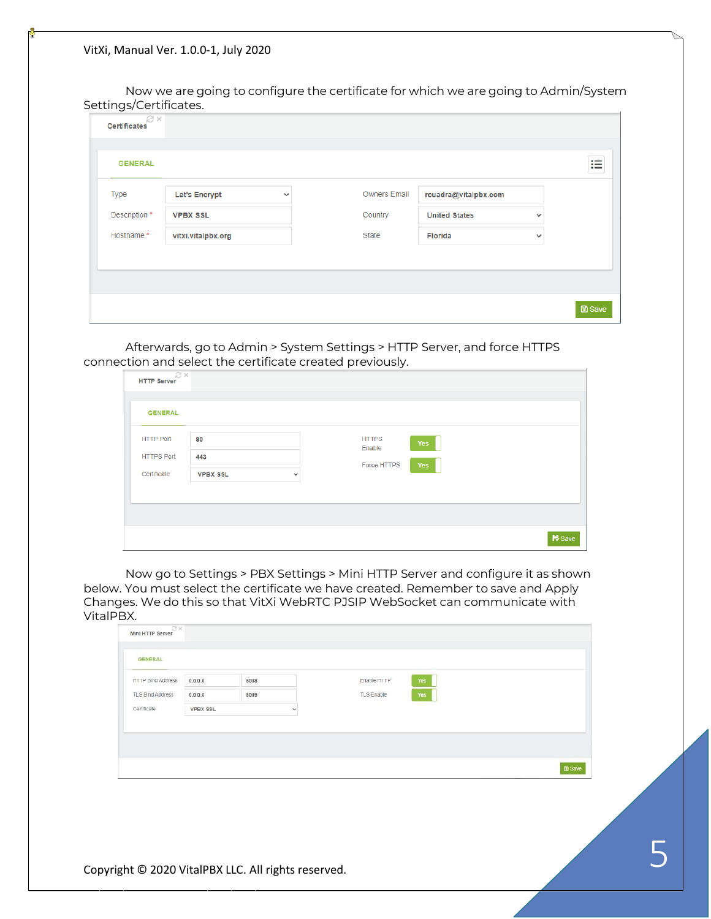Now we are going to configure the certificate for which we are going to Admin/System Settings/Certificates.

Certificates

GENERAL

Type: Let's Encrypt
Description *: VPBX SSL
Hostname *: vitxi.vitalpbx.org
Owners Email: rcuadra@vitalpbx.com
Country: United States
State: Florida

Save

Afterwards, go to Admin > System Settings > HTTP Server, and force HTTPS connection and select the certificate created previously.

HTTP Server

GENERAL

HTTP Port: 80
HTTPS Port: 443
Certificate: VPBX SSL
HTTPS Enable: Yes
Force HTTPS: Yes

Save

Now go to Settings > PBX Settings > Mini HTTP Server and configure it as shown below. You must select the certificate we have created. Remember to save and Apply Changes. We do this so that VitXi WebRTC PJSIP WebSocket can communicate with VitalPBX.

Mini HTTP Server

GENERAL

HTTP Bind Address: 0.0.0.0 8088
TLS Bind Address: 0.0.0.0 8089
Certificate: VPBX SSL
Enable HTTP: Yes
TLS Enable: Yes

Save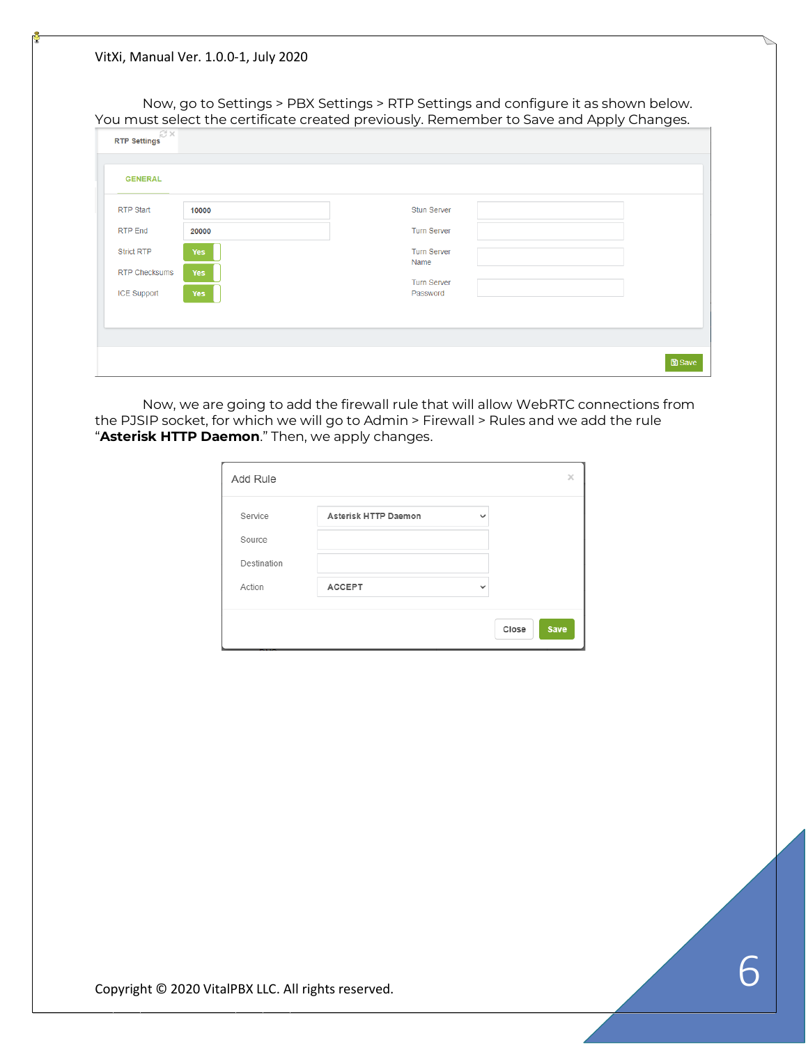Now, go to Settings > PBX Settings > RTP Settings and configure it as shown below. You must select the certificate created previously. Remember to Save and Apply Changes.

Now, we are going to add the firewall rule that will allow WebRTC connections from the PJSIP socket, for which we will go to Admin > Firewall > Rules and we add the rule "**Asterisk HTTP Daemon**." Then, we apply changes.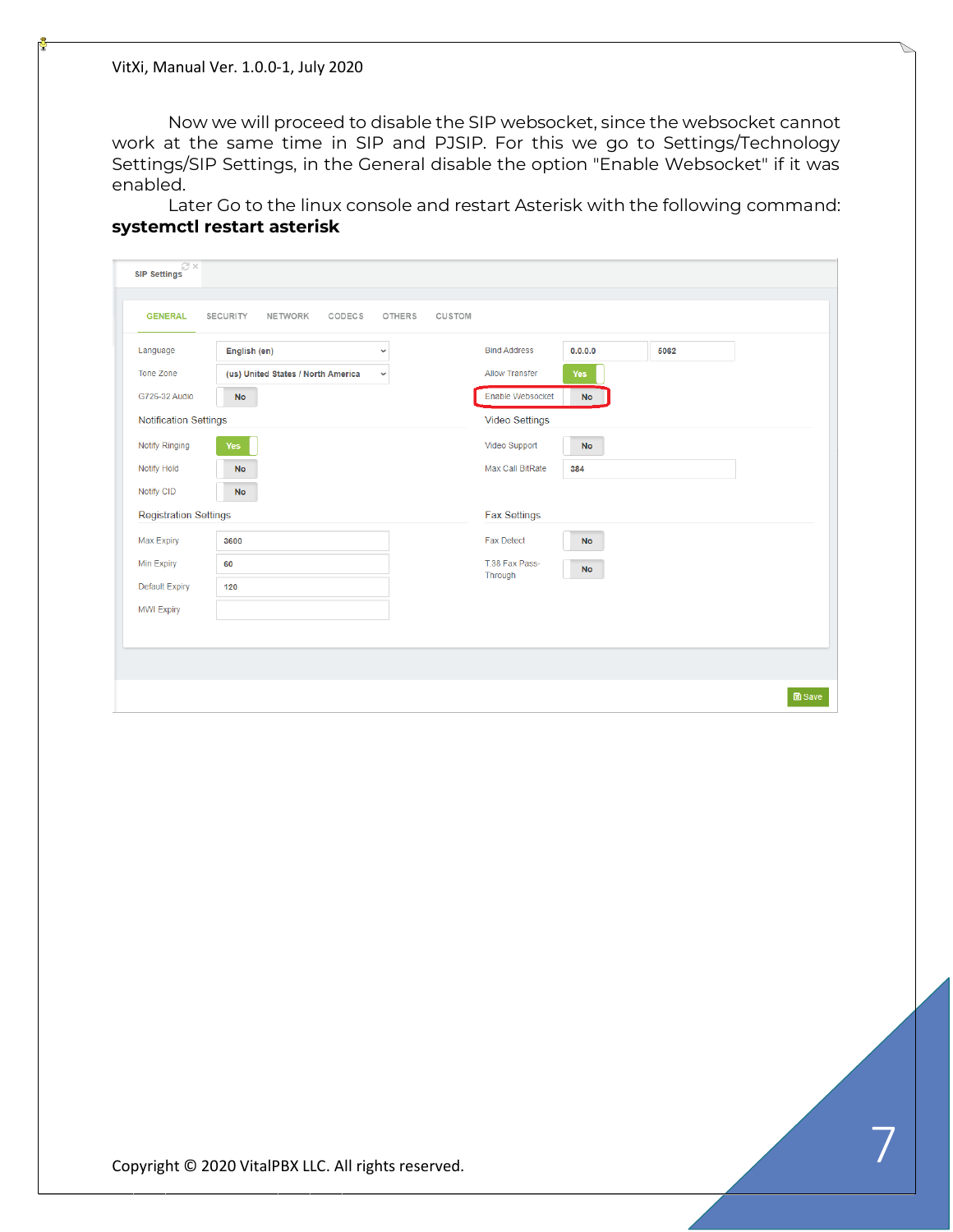Now we will proceed to disable the SIP websocket, since the websocket cannot work at the same time in SIP and PJSIP. For this we go to Settings/Technology Settings/SIP Settings, in the General disable the option "Enable Websocket" if it was enabled.

Later Go to the linux console and restart Asterisk with the following command:
**systemctl restart asterisk**

SIP Settings

GENERAL SECURITY NETWORK CODECS OTHERS CUSTOM

Language: English (en)
Tone Zone: (us) United States / North America
G726-32 Audio: No

Bind Address: 0.0.0.0 5062
Allow Transfer: Yes
Enable Websocket: No

Notification Settings

Notify Ringing: Yes
Notify Hold: No
Notify CID: No

Video Settings

Video Support: No
Max Call BitRate: 384

Registration Settings

Max Expiry: 3600
Min Expiry: 60
Default Expiry: 120
MWI Expiry:

Fax Settings

Fax Detect: No
T.38 Fax Pass-Through: No

Save

Copyright © 2020 VitalPBX LLC. All rights reserved.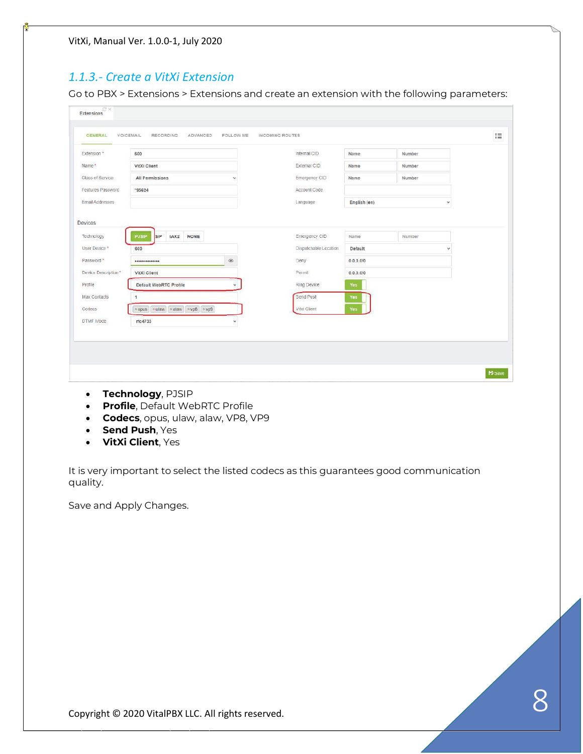### 1.1.3.- Create a VitXi Extension

Go to PBX > Extensions > Extensions and create an extension with the following parameters:

- **Technology**, PJSIP
- **Profile**, Default WebRTC Profile
- **Codecs**, opus, ulaw, alaw, VP8, VP9
- **Send Push**, Yes
- **VitXi Client**, Yes

It is very important to select the listed codecs as this guarantees good communication quality.

Save and Apply Changes.

Copyright © 2020 VitalPBX LLC. All rights reserved.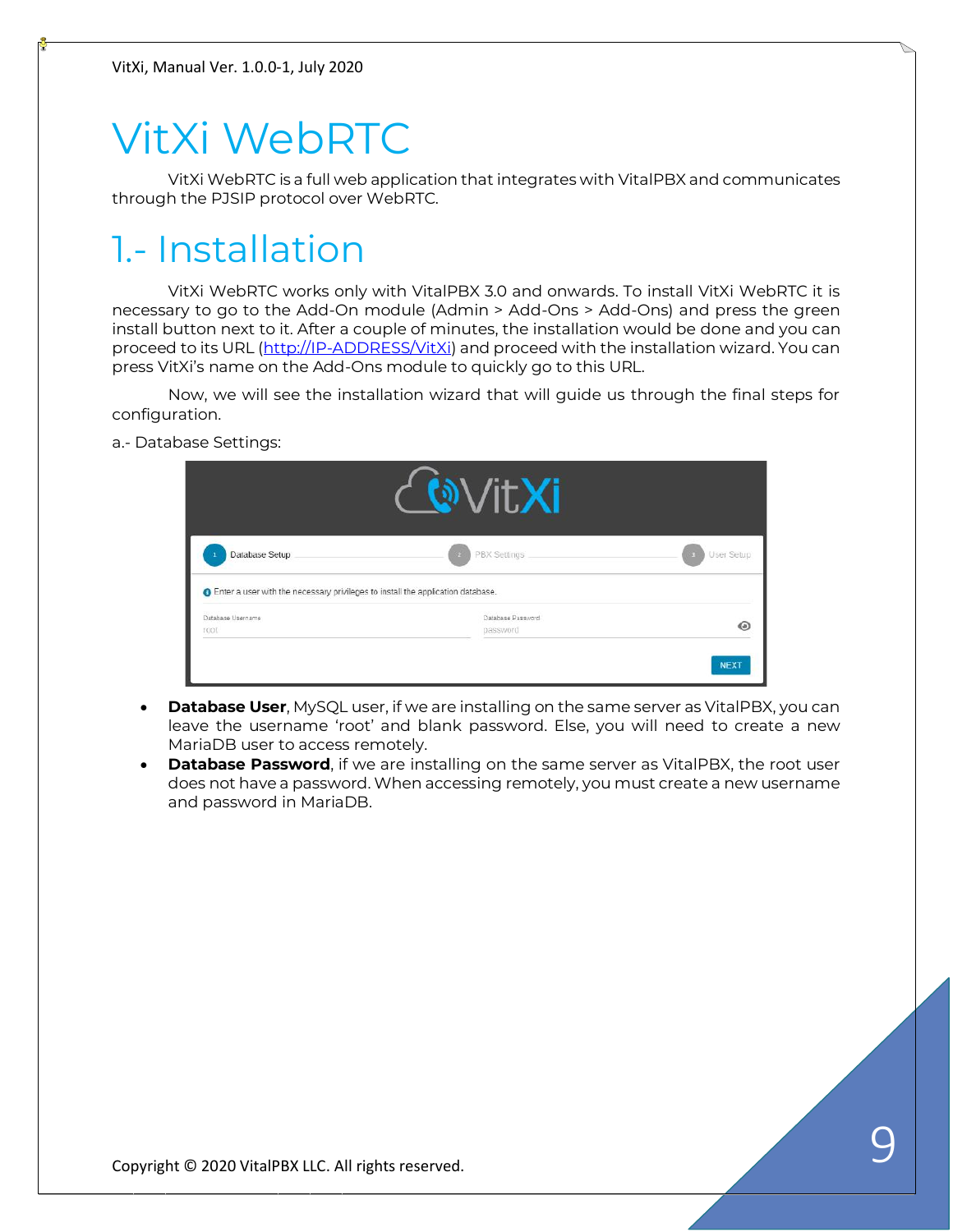# VitXi WebRTC

VitXi WebRTC is a full web application that integrates with VitalPBX and communicates through the PJSIP protocol over WebRTC.

# 1.- Installation

VitXi WebRTC works only with VitalPBX 3.0 and onwards. To install VitXi WebRTC it is necessary to go to the Add-On module (Admin > Add-Ons > Add-Ons) and press the green install button next to it. After a couple of minutes, the installation would be done and you can proceed to its URL ([http://IP-ADDRESS/VitXi](http://IP-ADDRESS/VitXi)) and proceed with the installation wizard. You can press VitXi's name on the Add-Ons module to quickly go to this URL.

Now, we will see the installation wizard that will guide us through the final steps for configuration.

a.- Database Settings:

- **Database User**, MySQL user, if we are installing on the same server as VitalPBX, you can leave the username 'root' and blank password. Else, you will need to create a new MariaDB user to access remotely.
- **Database Password**, if we are installing on the same server as VitalPBX, the root user does not have a password. When accessing remotely, you must create a new username and password in MariaDB.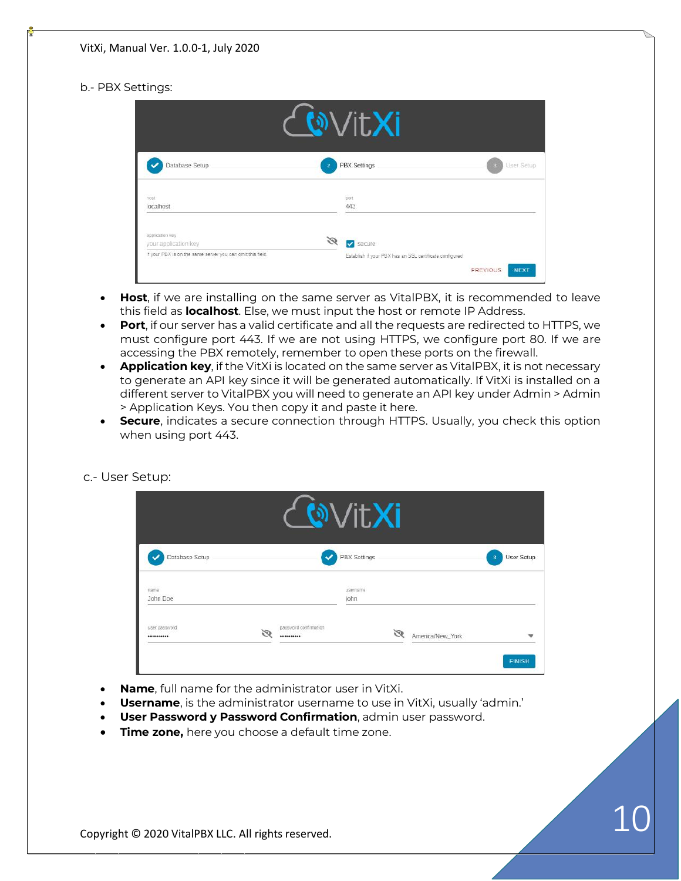b.- PBX Settings:

- **Host**, if we are installing on the same server as VitalPBX, it is recommended to leave this field as **localhost**. Else, we must input the host or remote IP Address.
- **Port**, if our server has a valid certificate and all the requests are redirected to HTTPS, we must configure port 443. If we are not using HTTPS, we configure port 80. If we are accessing the PBX remotely, remember to open these ports on the firewall.
- **Application key**, if the VitXi is located on the same server as VitalPBX, it is not necessary to generate an API key since it will be generated automatically. If VitXi is installed on a different server to VitalPBX you will need to generate an API key under Admin > Admin > Application Keys. You then copy it and paste it here.
- **Secure**, indicates a secure connection through HTTPS. Usually, you check this option when using port 443.

c.- User Setup:

- **Name**, full name for the administrator user in VitXi.
- **Username**, is the administrator username to use in VitXi, usually 'admin.'
- **User Password y Password Confirmation**, admin user password.
- **Time zone,** here you choose a default time zone.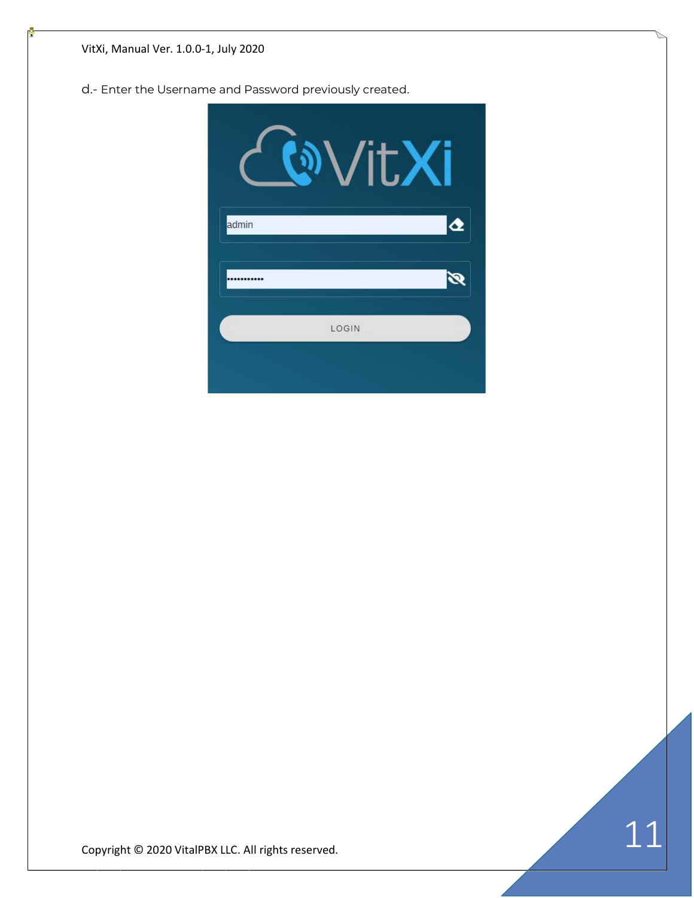d.- Enter the Username and Password previously created.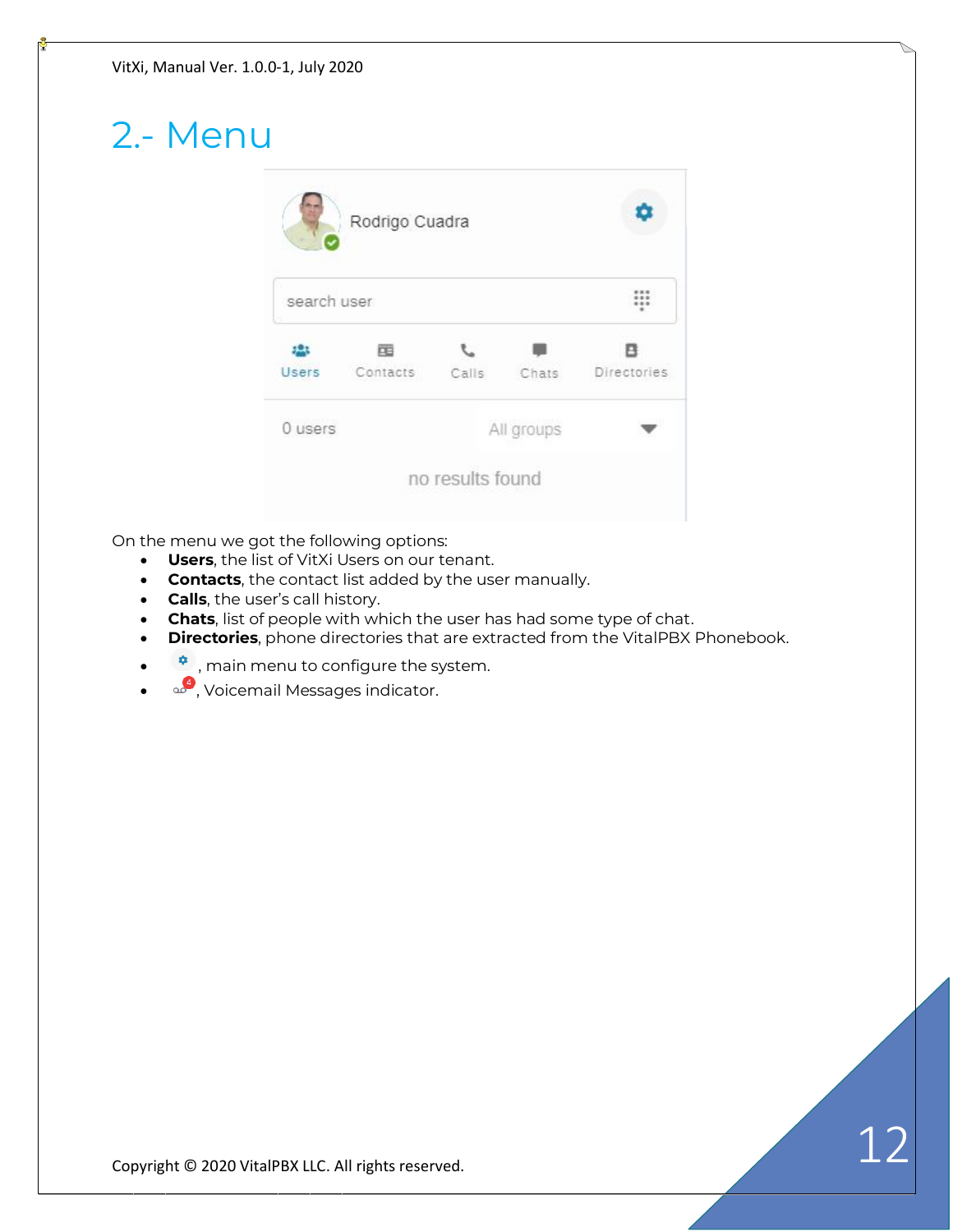# 2.- Menu

On the menu we got the following options:

- **Users**, the list of VitXi Users on our tenant.
- **Contacts**, the contact list added by the user manually.
- **Calls**, the user's call history.
- **Chats**, list of people with which the user has had some type of chat.
- **Directories**, phone directories that are extracted from the VitalPBX Phonebook.
- , main menu to configure the system.
- , Voicemail Messages indicator.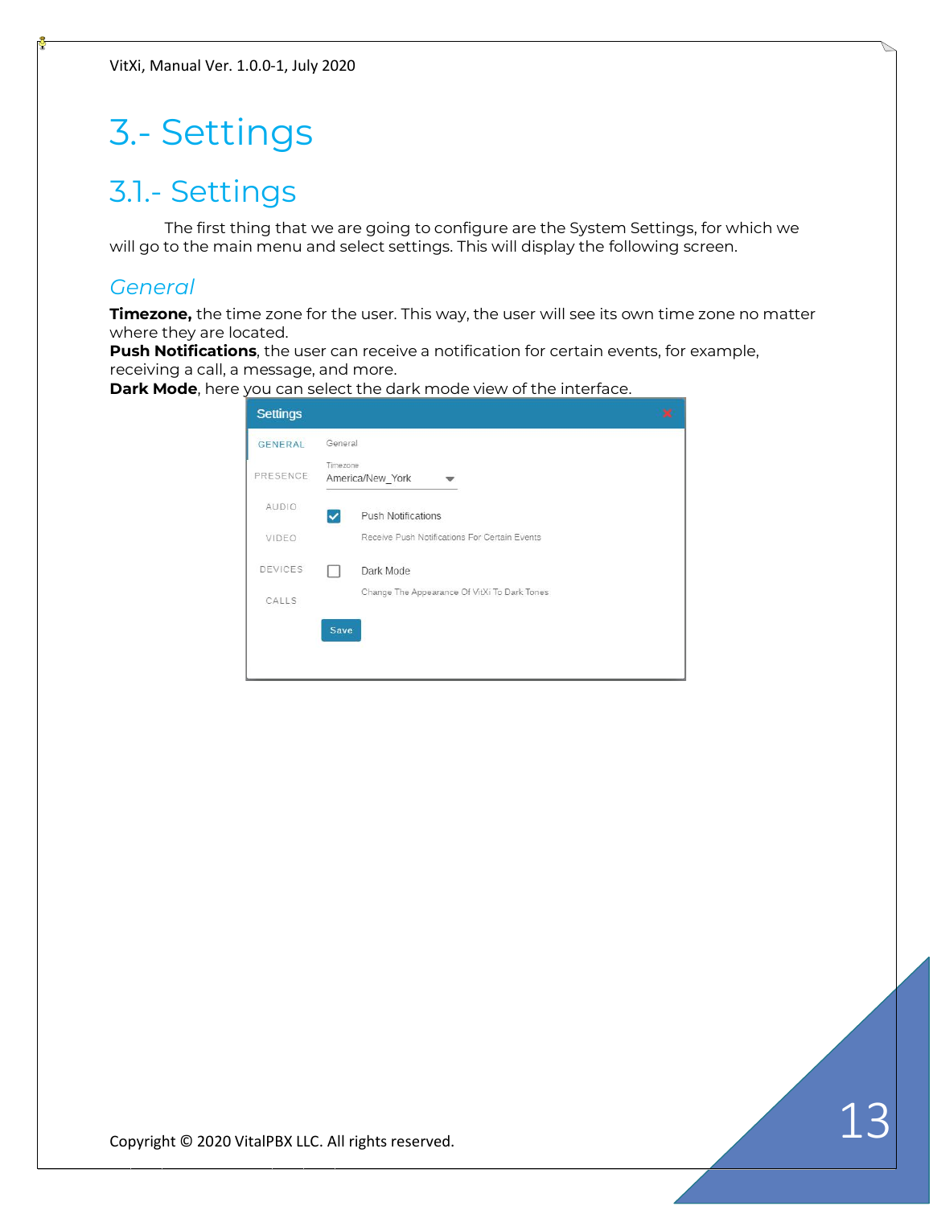# 3.- Settings

## 3.1.- Settings

The first thing that we are going to configure are the System Settings, for which we will go to the main menu and select settings. This will display the following screen.

### *General*

**Timezone,** the time zone for the user. This way, the user will see its own time zone no matter where they are located.
**Push Notifications**, the user can receive a notification for certain events, for example, receiving a call, a message, and more.
**Dark Mode**, here you can select the dark mode view of the interface.

Settings

GENERAL
PRESENCE
AUDIO
VIDEO
DEVICES
CALLS

General

Timezone
America/New_York

Push Notifications
Receive Push Notifications For Certain Events

Dark Mode
Change The Appearance Of VitXi To Dark Tones

Save

Copyright © 2020 VitalPBX LLC. All rights reserved.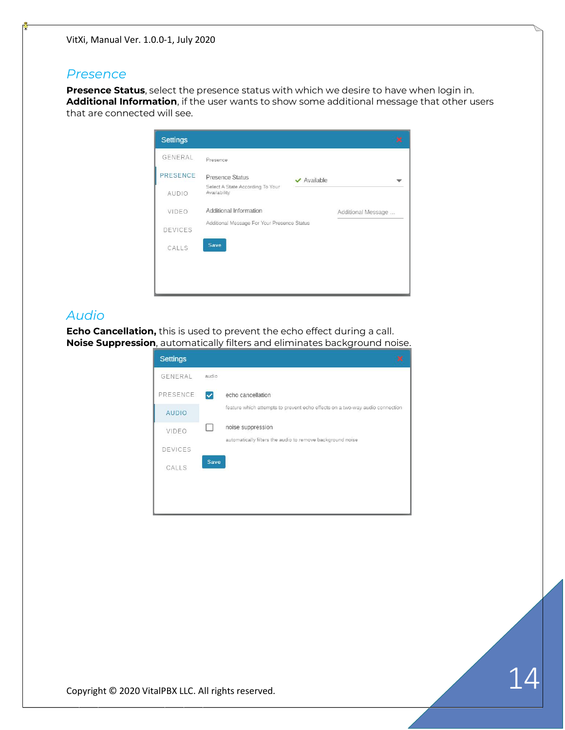## Presence

**Presence Status**, select the presence status with which we desire to have when login in.
**Additional Information**, if the user wants to show some additional message that other users that are connected will see.

Settings

GENERAL
PRESENCE
AUDIO
VIDEO
DEVICES
CALLS

Presence

Presence Status
Select A State According To Your Availability

Available

Additional Information
Additional Message For Your Presence Status

Additional Message ...

Save

## Audio

**Echo Cancellation,** this is used to prevent the echo effect during a call.
**Noise Suppression**, automatically filters and eliminates background noise.

Settings

GENERAL
PRESENCE
AUDIO
VIDEO
DEVICES
CALLS

audio

echo cancellation
feature which attempts to prevent echo effects on a two-way audio connection

noise suppression
automatically filters the audio to remove background noise

Save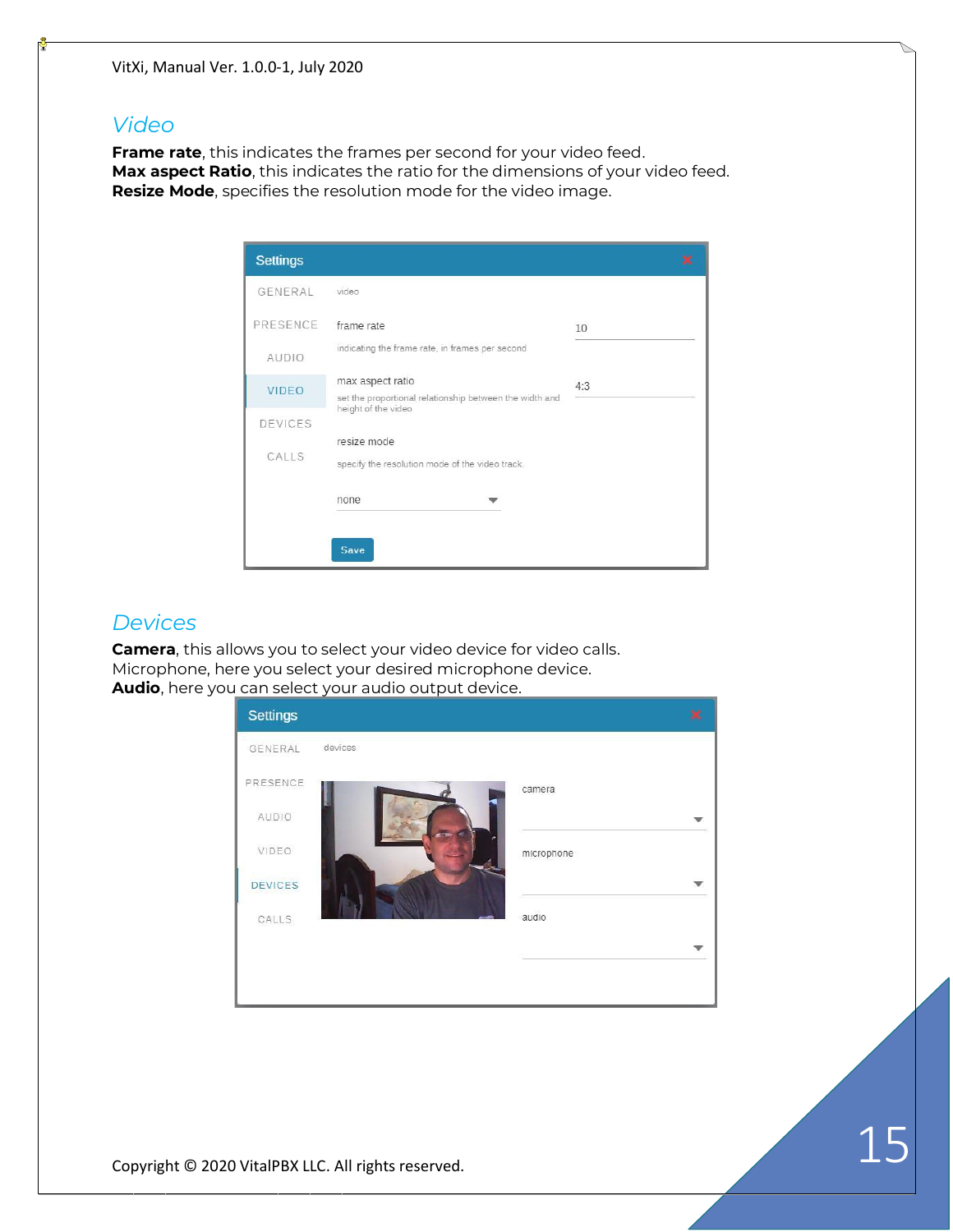## Video

**Frame rate**, this indicates the frames per second for your video feed.
**Max aspect Ratio**, this indicates the ratio for the dimensions of your video feed.
**Resize Mode**, specifies the resolution mode for the video image.

## Devices

**Camera**, this allows you to select your video device for video calls.
Microphone, here you select your desired microphone device.
**Audio**, here you can select your audio output device.

Copyright © 2020 VitalPBX LLC. All rights reserved.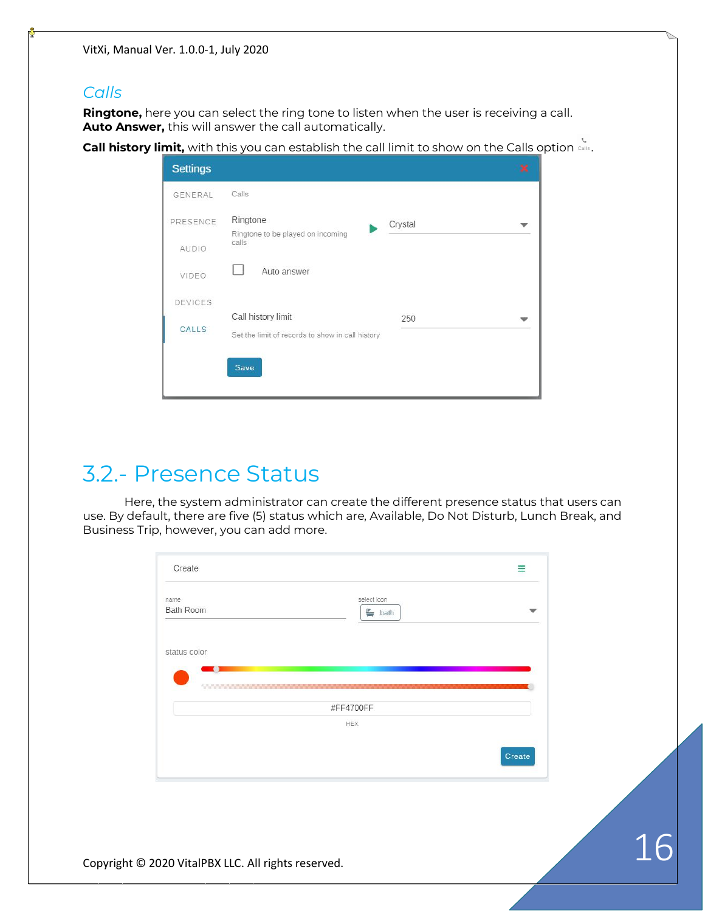## Calls

**Ringtone,** here you can select the ring tone to listen when the user is receiving a call.
**Auto Answer,** this will answer the call automatically.

**Call history limit,** with this you can establish the call limit to show on the Calls option .

# 3.2.- Presence Status

Here, the system administrator can create the different presence status that users can use. By default, there are five (5) status which are, Available, Do Not Disturb, Lunch Break, and Business Trip, however, you can add more.

Copyright © 2020 VitalPBX LLC. All rights reserved.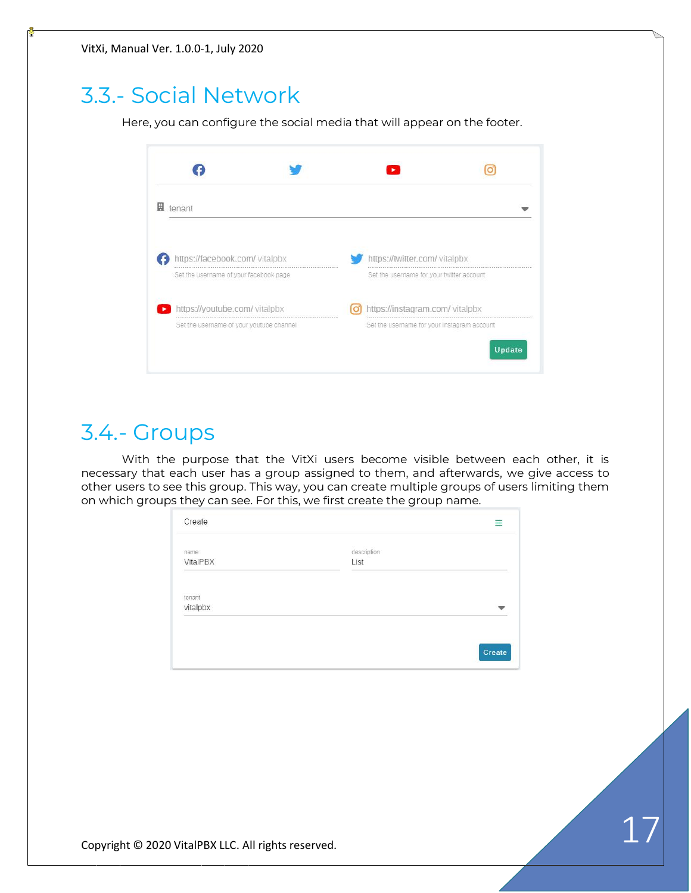## 3.3.- Social Network

Here, you can configure the social media that will appear on the footer.

tenant

https://facebook.com/ vitalpbx
Set the username of your facebook page

https://twitter.com/ vitalpbx
Set the username for your twitter account

https://youtube.com/ vitalpbx
Set the username of your youtube channel

https://instagram.com/ vitalpbx
Set the username for your instagram account

Update

## 3.4.- Groups

With the purpose that the VitXi users become visible between each other, it is necessary that each user has a group assigned to them, and afterwards, we give access to other users to see this group. This way, you can create multiple groups of users limiting them on which groups they can see. For this, we first create the group name.

Create

name
VitalPBX

description
List

tenant
vitalpbx

Create

Copyright © 2020 VitalPBX LLC. All rights reserved.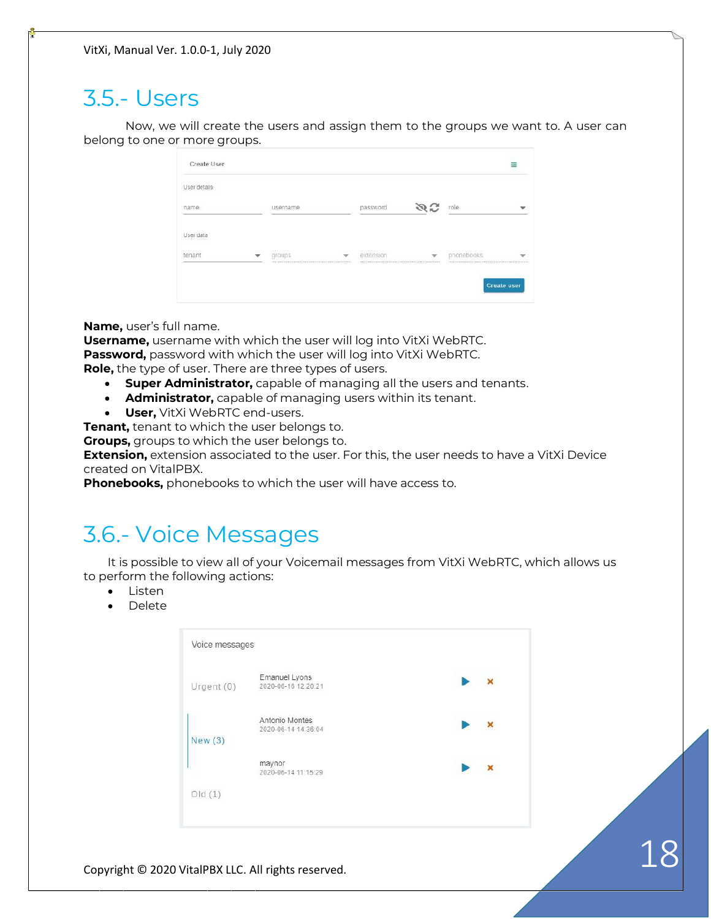## 3.5.- Users

Now, we will create the users and assign them to the groups we want to. A user can belong to one or more groups.

**Name,** user's full name.
**Username,** username with which the user will log into VitXi WebRTC.
**Password,** password with which the user will log into VitXi WebRTC.
**Role,** the type of user. There are three types of users.

- **Super Administrator,** capable of managing all the users and tenants.
- **Administrator,** capable of managing users within its tenant.
- **User,** VitXi WebRTC end-users.

**Tenant,** tenant to which the user belongs to.
**Groups,** groups to which the user belongs to.
**Extension,** extension associated to the user. For this, the user needs to have a VitXi Device created on VitalPBX.
**Phonebooks,** phonebooks to which the user will have access to.

## 3.6.- Voice Messages

It is possible to view all of your Voicemail messages from VitXi WebRTC, which allows us to perform the following actions:

- Listen
- Delete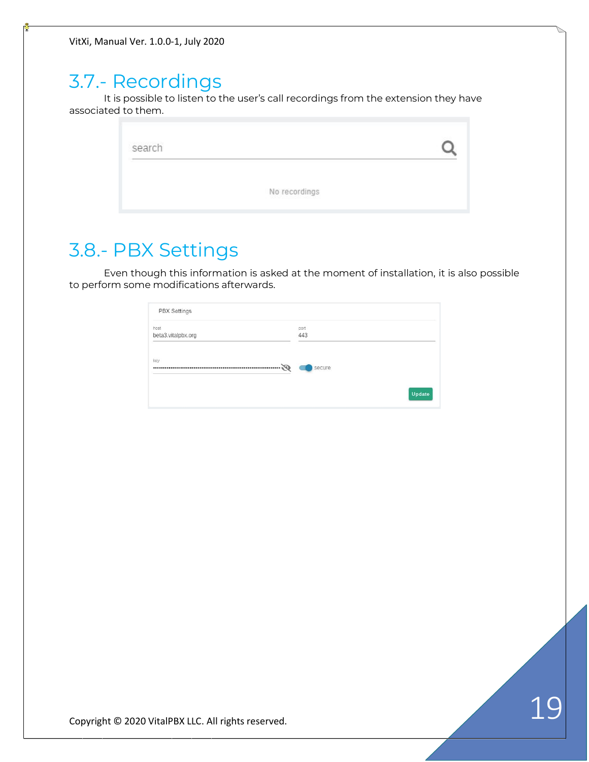## 3.7.- Recordings

It is possible to listen to the user's call recordings from the extension they have associated to them.

search

No recordings

## 3.8.- PBX Settings

Even though this information is asked at the moment of installation, it is also possible to perform some modifications afterwards.

PBX Settings

host
beta3.vitalpbx.org

port
443

key

secure

Update

Copyright © 2020 VitalPBX LLC. All rights reserved.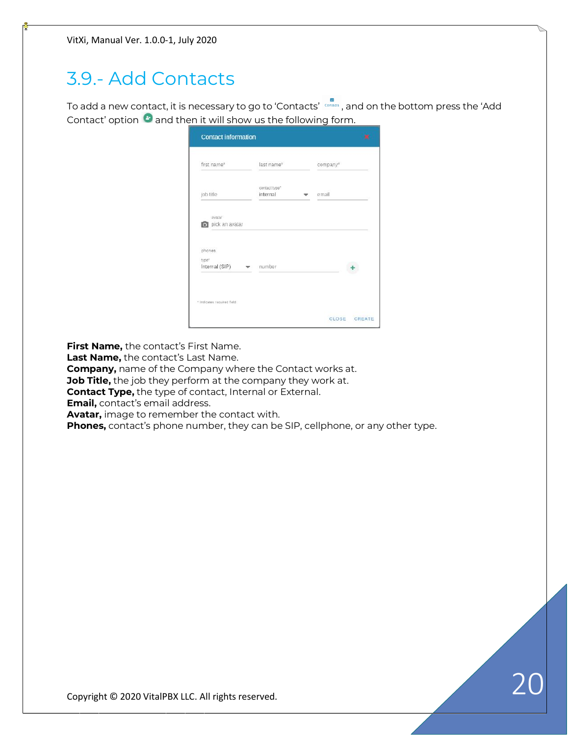# 3.9.- Add Contacts

To add a new contact, it is necessary to go to 'Contacts' , and on the bottom press the 'Add Contact' option and then it will show us the following form.

**First Name,** the contact's First Name.
**Last Name,** the contact's Last Name.
**Company,** name of the Company where the Contact works at.
**Job Title,** the job they perform at the company they work at.
**Contact Type,** the type of contact, Internal or External.
**Email,** contact's email address.
**Avatar,** image to remember the contact with.
**Phones,** contact's phone number, they can be SIP, cellphone, or any other type.

Copyright © 2020 VitalPBX LLC. All rights reserved.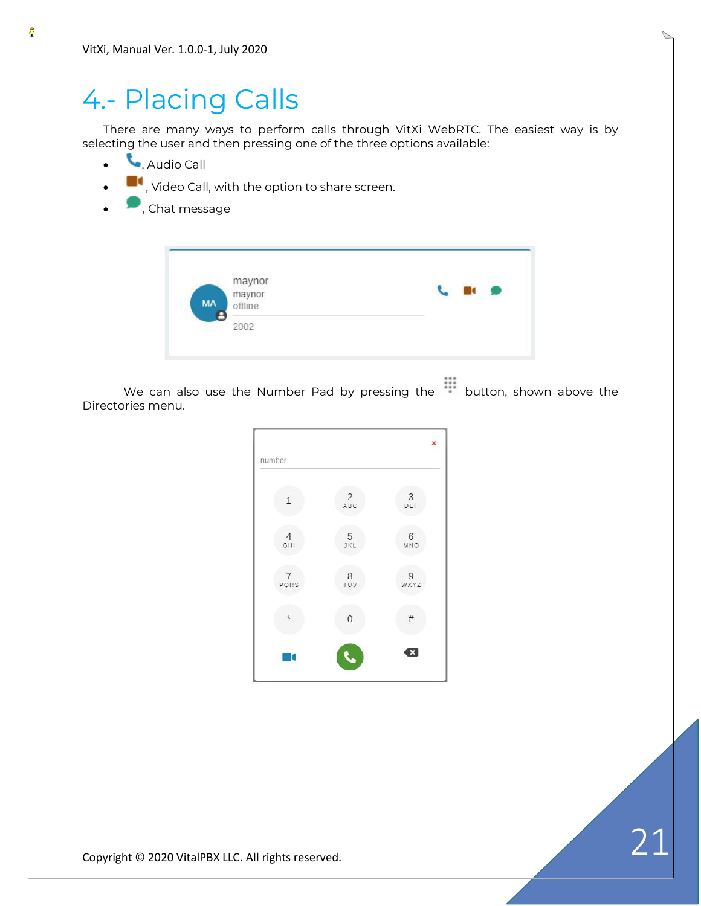# 4.- Placing Calls

There are many ways to perform calls through VitXi WebRTC. The easiest way is by selecting the user and then pressing one of the three options available:

- , Audio Call
- , Video Call, with the option to share screen.
- , Chat message

We can also use the Number Pad by pressing the button, shown above the Directories menu.